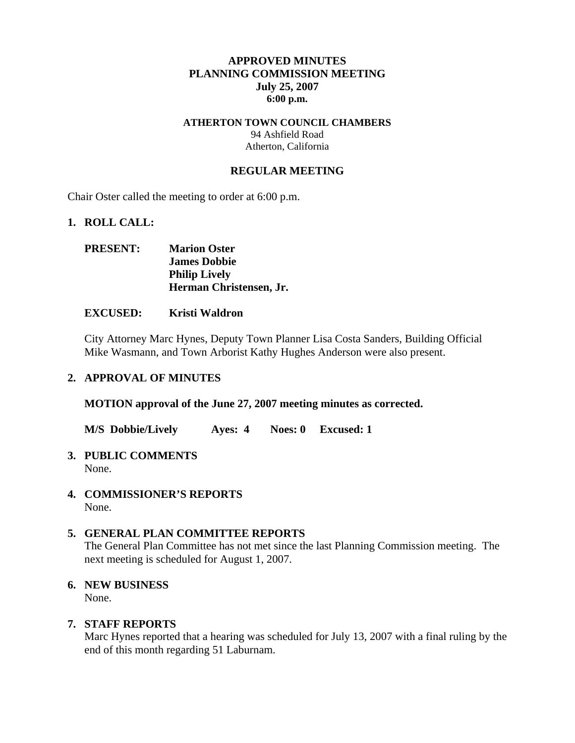# APPROVED MINUTES
# PLANNING COMMISSION MEETING
# July 25, 2007
# 6:00 p.m.

**ATHERTON TOWN COUNCIL CHAMBERS**
94 Ashfield Road
Atherton, California

## REGULAR MEETING

Chair Oster called the meeting to order at 6:00 p.m.

**1. ROLL CALL:**

**PRESENT:** **Marion Oster**
**James Dobbie**
**Philip Lively**
**Herman Christensen, Jr.**

**EXCUSED:** **Kristi Waldron**

City Attorney Marc Hynes, Deputy Town Planner Lisa Costa Sanders, Building Official Mike Wasmann, and Town Arborist Kathy Hughes Anderson were also present.

**2. APPROVAL OF MINUTES**

**MOTION approval of the June 27, 2007 meeting minutes as corrected.**

**M/S Dobbie/Lively Ayes: 4 Noes: 0 Excused: 1**

**3. PUBLIC COMMENTS**
None.

**4. COMMISSIONER'S REPORTS**
None.

**5. GENERAL PLAN COMMITTEE REPORTS**
The General Plan Committee has not met since the last Planning Commission meeting. The next meeting is scheduled for August 1, 2007.

**6. NEW BUSINESS**
None.

**7. STAFF REPORTS**
Marc Hynes reported that a hearing was scheduled for July 13, 2007 with a final ruling by the end of this month regarding 51 Laburnam.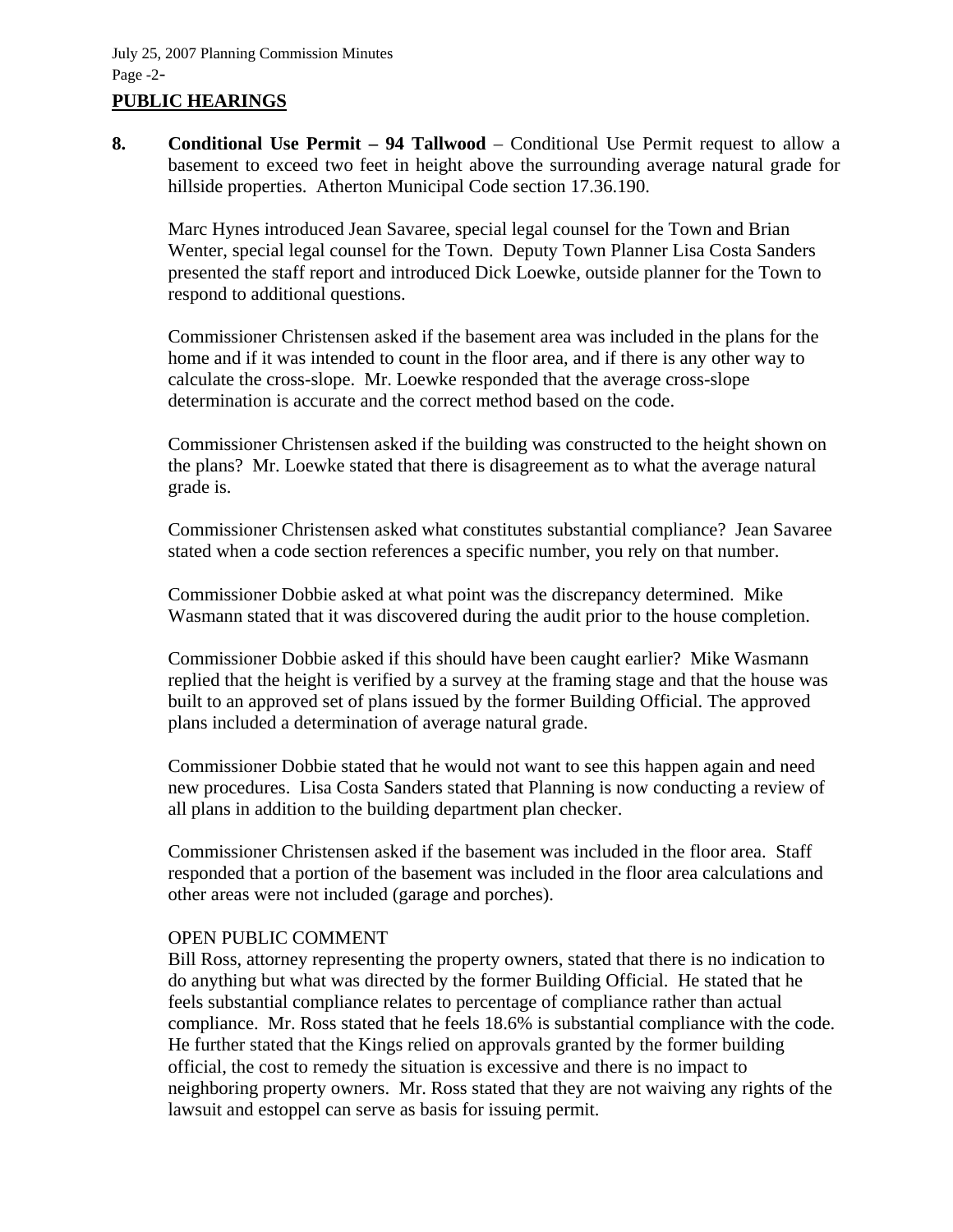## PUBLIC HEARINGS

**8. Conditional Use Permit – 94 Tallwood** – Conditional Use Permit request to allow a basement to exceed two feet in height above the surrounding average natural grade for hillside properties. Atherton Municipal Code section 17.36.190.

Marc Hynes introduced Jean Savaree, special legal counsel for the Town and Brian Wenter, special legal counsel for the Town. Deputy Town Planner Lisa Costa Sanders presented the staff report and introduced Dick Loewke, outside planner for the Town to respond to additional questions.

Commissioner Christensen asked if the basement area was included in the plans for the home and if it was intended to count in the floor area, and if there is any other way to calculate the cross-slope. Mr. Loewke responded that the average cross-slope determination is accurate and the correct method based on the code.

Commissioner Christensen asked if the building was constructed to the height shown on the plans? Mr. Loewke stated that there is disagreement as to what the average natural grade is.

Commissioner Christensen asked what constitutes substantial compliance? Jean Savaree stated when a code section references a specific number, you rely on that number.

Commissioner Dobbie asked at what point was the discrepancy determined. Mike Wasmann stated that it was discovered during the audit prior to the house completion.

Commissioner Dobbie asked if this should have been caught earlier? Mike Wasmann replied that the height is verified by a survey at the framing stage and that the house was built to an approved set of plans issued by the former Building Official. The approved plans included a determination of average natural grade.

Commissioner Dobbie stated that he would not want to see this happen again and need new procedures. Lisa Costa Sanders stated that Planning is now conducting a review of all plans in addition to the building department plan checker.

Commissioner Christensen asked if the basement was included in the floor area. Staff responded that a portion of the basement was included in the floor area calculations and other areas were not included (garage and porches).

OPEN PUBLIC COMMENT

Bill Ross, attorney representing the property owners, stated that there is no indication to do anything but what was directed by the former Building Official. He stated that he feels substantial compliance relates to percentage of compliance rather than actual compliance. Mr. Ross stated that he feels 18.6% is substantial compliance with the code. He further stated that the Kings relied on approvals granted by the former building official, the cost to remedy the situation is excessive and there is no impact to neighboring property owners. Mr. Ross stated that they are not waiving any rights of the lawsuit and estoppel can serve as basis for issuing permit.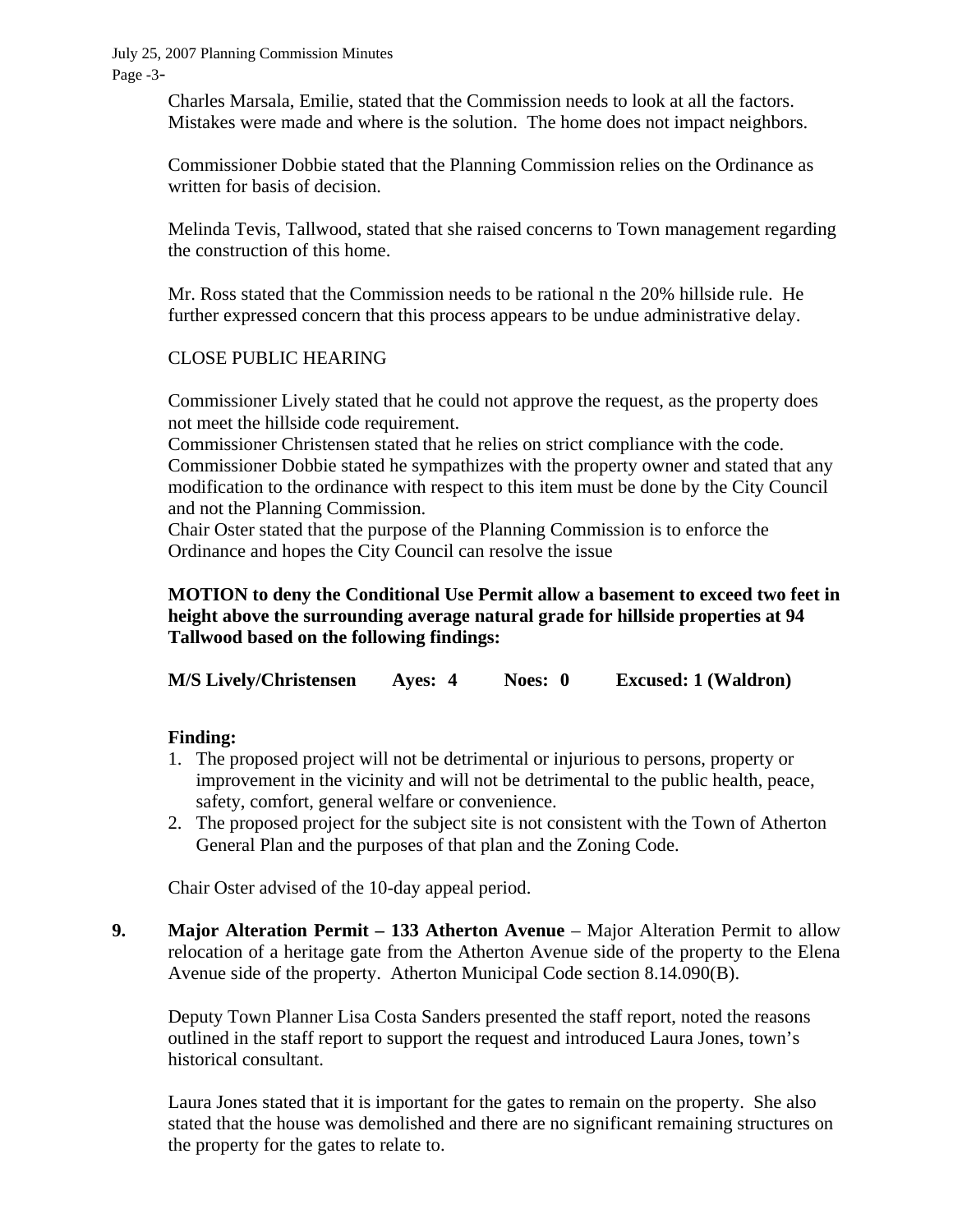Charles Marsala, Emilie, stated that the Commission needs to look at all the factors. Mistakes were made and where is the solution. The home does not impact neighbors.

Commissioner Dobbie stated that the Planning Commission relies on the Ordinance as written for basis of decision.

Melinda Tevis, Tallwood, stated that she raised concerns to Town management regarding the construction of this home.

Mr. Ross stated that the Commission needs to be rational n the 20% hillside rule. He further expressed concern that this process appears to be undue administrative delay.

CLOSE PUBLIC HEARING

Commissioner Lively stated that he could not approve the request, as the property does not meet the hillside code requirement.
Commissioner Christensen stated that he relies on strict compliance with the code.
Commissioner Dobbie stated he sympathizes with the property owner and stated that any modification to the ordinance with respect to this item must be done by the City Council and not the Planning Commission.
Chair Oster stated that the purpose of the Planning Commission is to enforce the Ordinance and hopes the City Council can resolve the issue

**MOTION to deny the Conditional Use Permit allow a basement to exceed two feet in height above the surrounding average natural grade for hillside properties at 94 Tallwood based on the following findings:**

**M/S Lively/Christensen Ayes: 4 Noes: 0 Excused: 1 (Waldron)**

**Finding:**

1. The proposed project will not be detrimental or injurious to persons, property or improvement in the vicinity and will not be detrimental to the public health, peace, safety, comfort, general welfare or convenience.
2. The proposed project for the subject site is not consistent with the Town of Atherton General Plan and the purposes of that plan and the Zoning Code.

Chair Oster advised of the 10-day appeal period.

**9. Major Alteration Permit – 133 Atherton Avenue** – Major Alteration Permit to allow relocation of a heritage gate from the Atherton Avenue side of the property to the Elena Avenue side of the property. Atherton Municipal Code section 8.14.090(B).

Deputy Town Planner Lisa Costa Sanders presented the staff report, noted the reasons outlined in the staff report to support the request and introduced Laura Jones, town's historical consultant.

Laura Jones stated that it is important for the gates to remain on the property. She also stated that the house was demolished and there are no significant remaining structures on the property for the gates to relate to.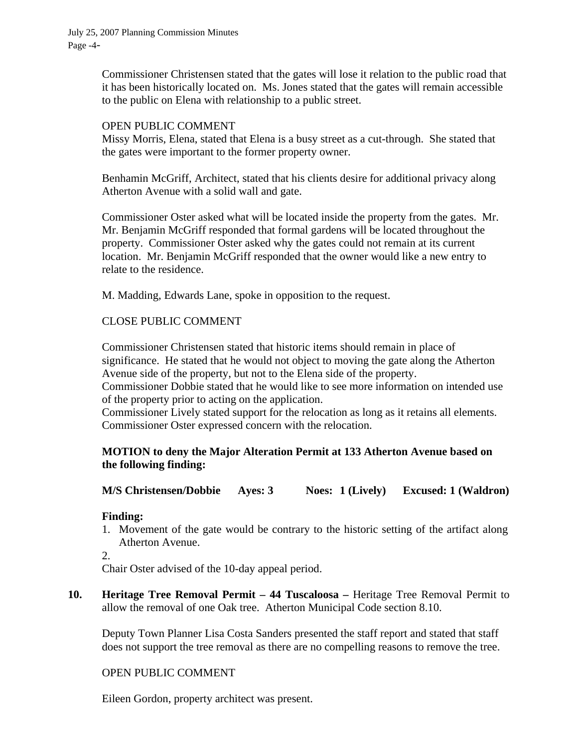Commissioner Christensen stated that the gates will lose it relation to the public road that it has been historically located on. Ms. Jones stated that the gates will remain accessible to the public on Elena with relationship to a public street.

OPEN PUBLIC COMMENT

Missy Morris, Elena, stated that Elena is a busy street as a cut-through. She stated that the gates were important to the former property owner.

Benhamin McGriff, Architect, stated that his clients desire for additional privacy along Atherton Avenue with a solid wall and gate.

Commissioner Oster asked what will be located inside the property from the gates. Mr. Mr. Benjamin McGriff responded that formal gardens will be located throughout the property. Commissioner Oster asked why the gates could not remain at its current location. Mr. Benjamin McGriff responded that the owner would like a new entry to relate to the residence.

M. Madding, Edwards Lane, spoke in opposition to the request.

CLOSE PUBLIC COMMENT

Commissioner Christensen stated that historic items should remain in place of significance. He stated that he would not object to moving the gate along the Atherton Avenue side of the property, but not to the Elena side of the property.
Commissioner Dobbie stated that he would like to see more information on intended use of the property prior to acting on the application.
Commissioner Lively stated support for the relocation as long as it retains all elements.
Commissioner Oster expressed concern with the relocation.

**MOTION to deny the Major Alteration Permit at 133 Atherton Avenue based on the following finding:**

**M/S Christensen/Dobbie Ayes: 3 Noes: 1 (Lively) Excused: 1 (Waldron)**

**Finding:**

1. Movement of the gate would be contrary to the historic setting of the artifact along Atherton Avenue.
2. 

Chair Oster advised of the 10-day appeal period.

**10. Heritage Tree Removal Permit – 44 Tuscaloosa –** Heritage Tree Removal Permit to allow the removal of one Oak tree. Atherton Municipal Code section 8.10.

Deputy Town Planner Lisa Costa Sanders presented the staff report and stated that staff does not support the tree removal as there are no compelling reasons to remove the tree.

OPEN PUBLIC COMMENT

Eileen Gordon, property architect was present.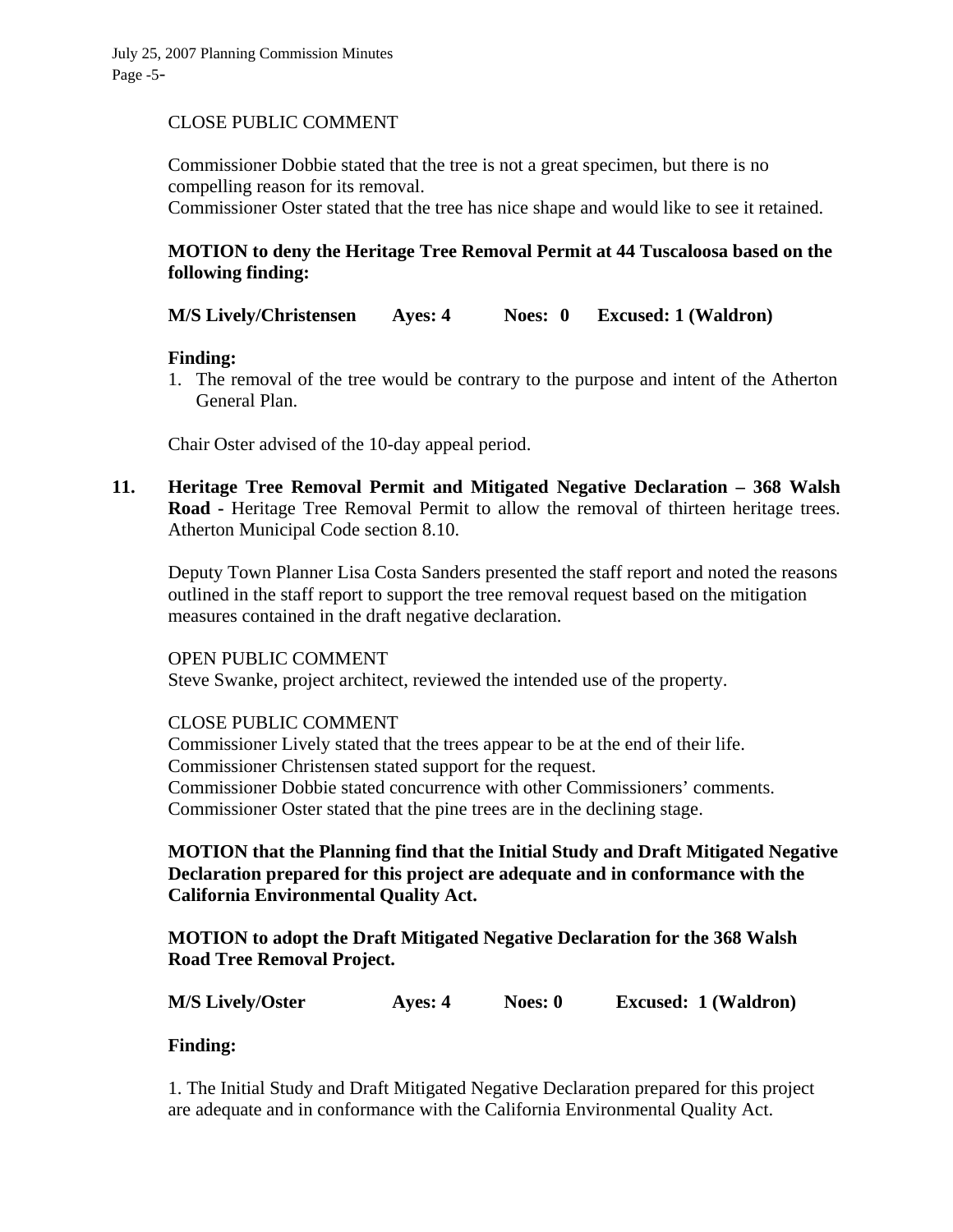CLOSE PUBLIC COMMENT

Commissioner Dobbie stated that the tree is not a great specimen, but there is no compelling reason for its removal.
Commissioner Oster stated that the tree has nice shape and would like to see it retained.

**MOTION to deny the Heritage Tree Removal Permit at 44 Tuscaloosa based on the following finding:**

**M/S Lively/Christensen Ayes: 4 Noes: 0 Excused: 1 (Waldron)**

**Finding:**

1. The removal of the tree would be contrary to the purpose and intent of the Atherton General Plan.

Chair Oster advised of the 10-day appeal period.

**11. Heritage Tree Removal Permit and Mitigated Negative Declaration – 368 Walsh Road -** Heritage Tree Removal Permit to allow the removal of thirteen heritage trees. Atherton Municipal Code section 8.10.

Deputy Town Planner Lisa Costa Sanders presented the staff report and noted the reasons outlined in the staff report to support the tree removal request based on the mitigation measures contained in the draft negative declaration.

OPEN PUBLIC COMMENT
Steve Swanke, project architect, reviewed the intended use of the property.

CLOSE PUBLIC COMMENT
Commissioner Lively stated that the trees appear to be at the end of their life.
Commissioner Christensen stated support for the request.
Commissioner Dobbie stated concurrence with other Commissioners' comments.
Commissioner Oster stated that the pine trees are in the declining stage.

**MOTION that the Planning find that the Initial Study and Draft Mitigated Negative Declaration prepared for this project are adequate and in conformance with the California Environmental Quality Act.**

**MOTION to adopt the Draft Mitigated Negative Declaration for the 368 Walsh Road Tree Removal Project.**

**M/S Lively/Oster Ayes: 4 Noes: 0 Excused: 1 (Waldron)**

**Finding:**

1. The Initial Study and Draft Mitigated Negative Declaration prepared for this project are adequate and in conformance with the California Environmental Quality Act.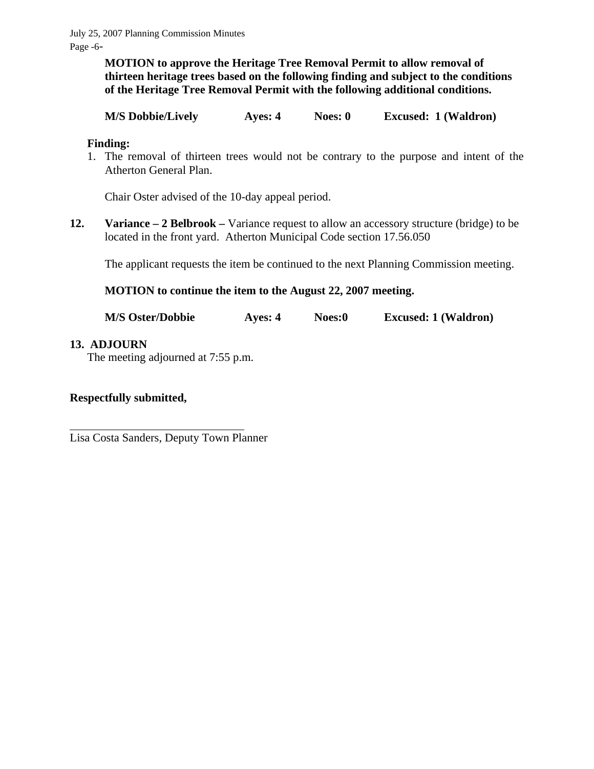**MOTION to approve the Heritage Tree Removal Permit to allow removal of thirteen heritage trees based on the following finding and subject to the conditions of the Heritage Tree Removal Permit with the following additional conditions.**

**M/S Dobbie/Lively Ayes: 4 Noes: 0 Excused: 1 (Waldron)**

**Finding:**

1. The removal of thirteen trees would not be contrary to the purpose and intent of the Atherton General Plan.

Chair Oster advised of the 10-day appeal period.

**12. Variance – 2 Belbrook –** Variance request to allow an accessory structure (bridge) to be located in the front yard. Atherton Municipal Code section 17.56.050

The applicant requests the item be continued to the next Planning Commission meeting.

**MOTION to continue the item to the August 22, 2007 meeting.**

**M/S Oster/Dobbie Ayes: 4 Noes:0 Excused: 1 (Waldron)**

**13. ADJOURN**

The meeting adjourned at 7:55 p.m.

**Respectfully submitted,**

\_\_\_\_\_\_\_\_\_\_\_\_\_\_\_\_\_\_\_\_\_\_\_\_\_\_\_\_\_\_\_\_

Lisa Costa Sanders, Deputy Town Planner